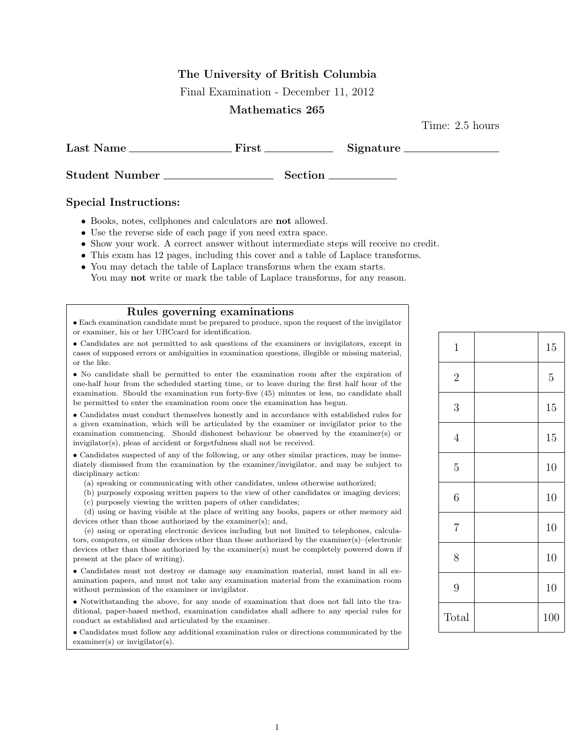**The University of British Columbia**

Final Examination - December 11, 2012

**Mathematics 265**

Time: 2.5 hours

**Last Name** \_\_\_\_\_\_\_\_\_\_\_\_\_\_\_\_ **First** \_\_\_\_\_\_\_\_\_\_ **Signature** \_\_\_\_\_\_\_\_\_\_\_\_\_\_

**Student Number** \_\_\_\_\_\_\_\_\_\_\_\_\_\_\_\_ **Section** \_\_\_\_\_\_\_\_\_\_

## Special Instructions:

- Books, notes, cellphones and calculators are **not** allowed.
- Use the reverse side of each page if you need extra space.
- Show your work. A correct answer without intermediate steps will receive no credit.
- This exam has 12 pages, including this cover and a table of Laplace transforms.
- You may detach the table of Laplace transforms when the exam starts.
  You may **not** write or mark the table of Laplace transforms, for any reason.

### Rules governing examinations

- Each examination candidate must be prepared to produce, upon the request of the invigilator or examiner, his or her UBCcard for identification.
- Candidates are not permitted to ask questions of the examiners or invigilators, except in cases of supposed errors or ambiguities in examination questions, illegible or missing material, or the like.
- No candidate shall be permitted to enter the examination room after the expiration of one-half hour from the scheduled starting time, or to leave during the first half hour of the examination. Should the examination run forty-five (45) minutes or less, no candidate shall be permitted to enter the examination room once the examination has begun.
- Candidates must conduct themselves honestly and in accordance with established rules for a given examination, which will be articulated by the examiner or invigilator prior to the examination commencing. Should dishonest behaviour be observed by the examiner(s) or invigilator(s), pleas of accident or forgetfulness shall not be received.
- Candidates suspected of any of the following, or any other similar practices, may be immediately dismissed from the examination by the examiner/invigilator, and may be subject to disciplinary action:
  (a) speaking or communicating with other candidates, unless otherwise authorized;
  (b) purposely exposing written papers to the view of other candidates or imaging devices;
  (c) purposely viewing the written papers of other candidates;
  (d) using or having visible at the place of writing any books, papers or other memory aid devices other than those authorized by the examiner(s); and,
  (e) using or operating electronic devices including but not limited to telephones, calculators, computers, or similar devices other than those authorized by the examiner(s)–(electronic devices other than those authorized by the examiner(s) must be completely powered down if present at the place of writing).
- Candidates must not destroy or damage any examination material, must hand in all examination papers, and must not take any examination material from the examination room without permission of the examiner or invigilator.
- Notwithstanding the above, for any mode of examination that does not fall into the traditional, paper-based method, examination candidates shall adhere to any special rules for conduct as established and articulated by the examiner.
- Candidates must follow any additional examination rules or directions communicated by the examiner(s) or invigilator(s).

| Question | Score | Marks |
|---|---|---|
| 1 | | 15 |
| 2 | | 5 |
| 3 | | 15 |
| 4 | | 15 |
| 5 | | 10 |
| 6 | | 10 |
| 7 | | 10 |
| 8 | | 10 |
| 9 | | 10 |
| Total | | 100 |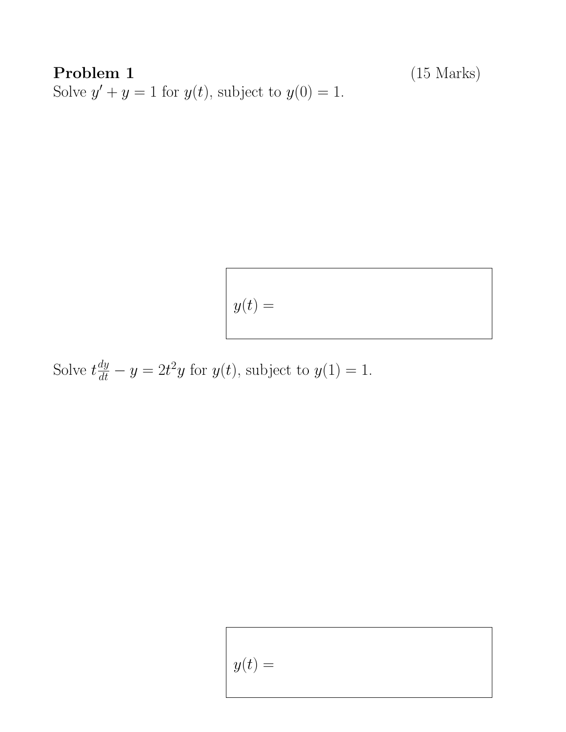**Problem 1** (15 Marks)

Solve $y' + y = 1$ for $y(t)$, subject to $y(0) = 1$.

$y(t) =$

Solve $t\frac{dy}{dt} - y = 2t^2 y$ for $y(t)$, subject to $y(1) = 1$.

$y(t) =$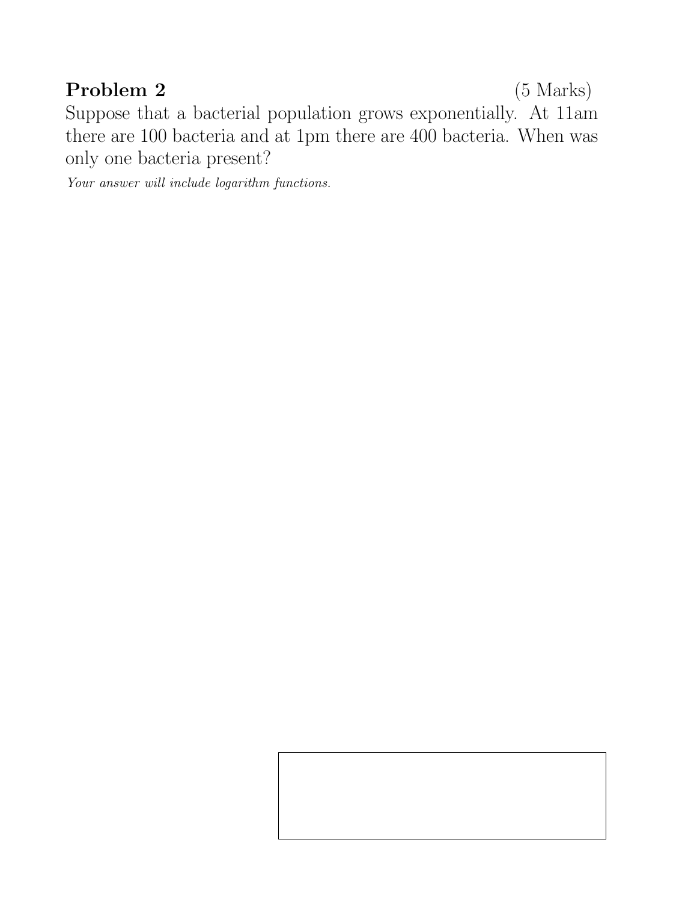**Problem 2** (5 Marks)

Suppose that a bacterial population grows exponentially. At 11am there are 100 bacteria and at 1pm there are 400 bacteria. When was only one bacteria present?

*Your answer will include logarithm functions.*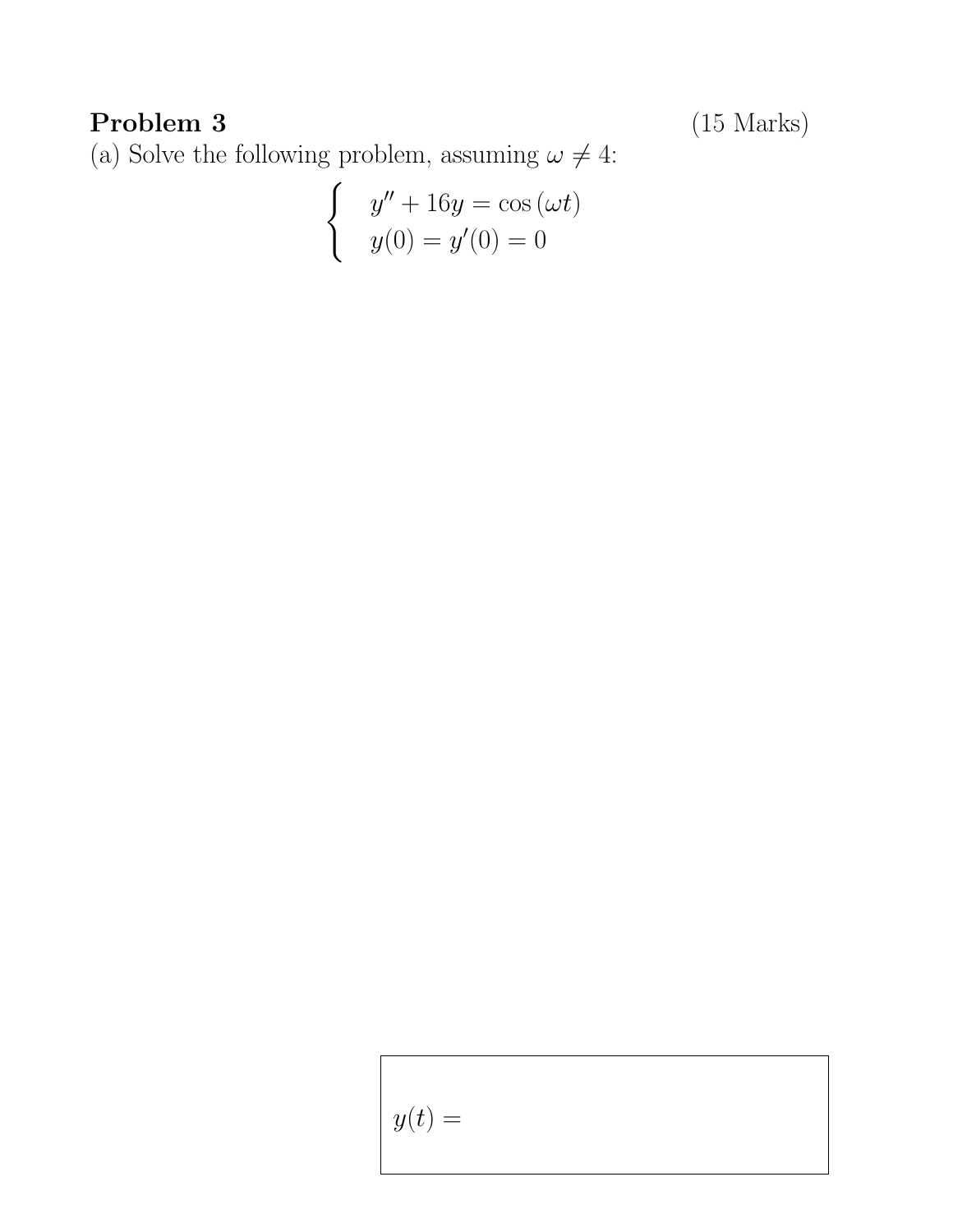**Problem 3** (15 Marks)

(a) Solve the following problem, assuming $\omega \neq 4$:

$$\begin{cases} y'' + 16y = \cos(\omega t) \\ y(0) = y'(0) = 0 \end{cases}$$

$y(t) =$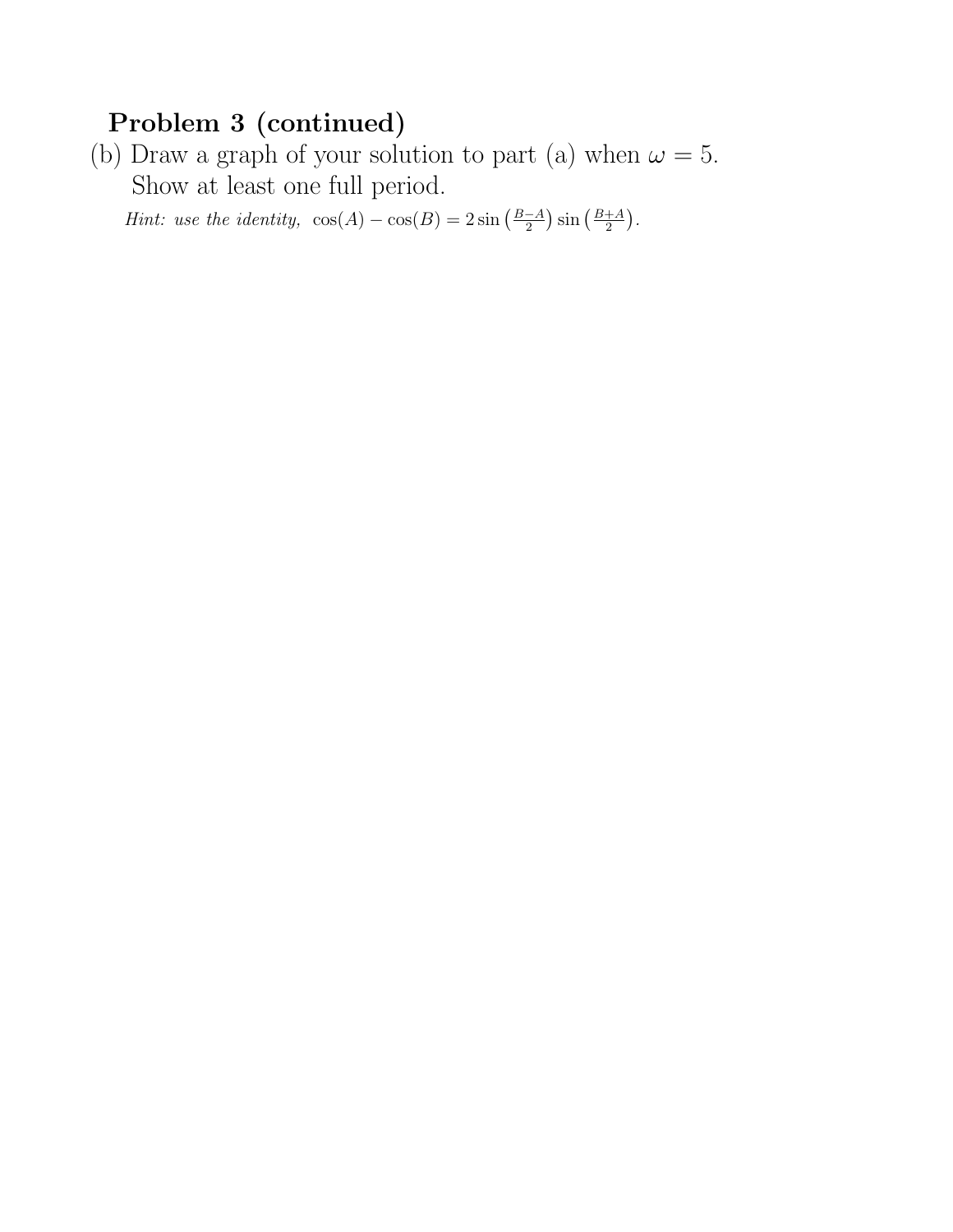**Problem 3 (continued)**

(b) Draw a graph of your solution to part (a) when $\omega = 5$.
Show at least one full period.

*Hint: use the identity,* $\cos(A) - \cos(B) = 2\sin\left(\frac{B-A}{2}\right)\sin\left(\frac{B+A}{2}\right)$.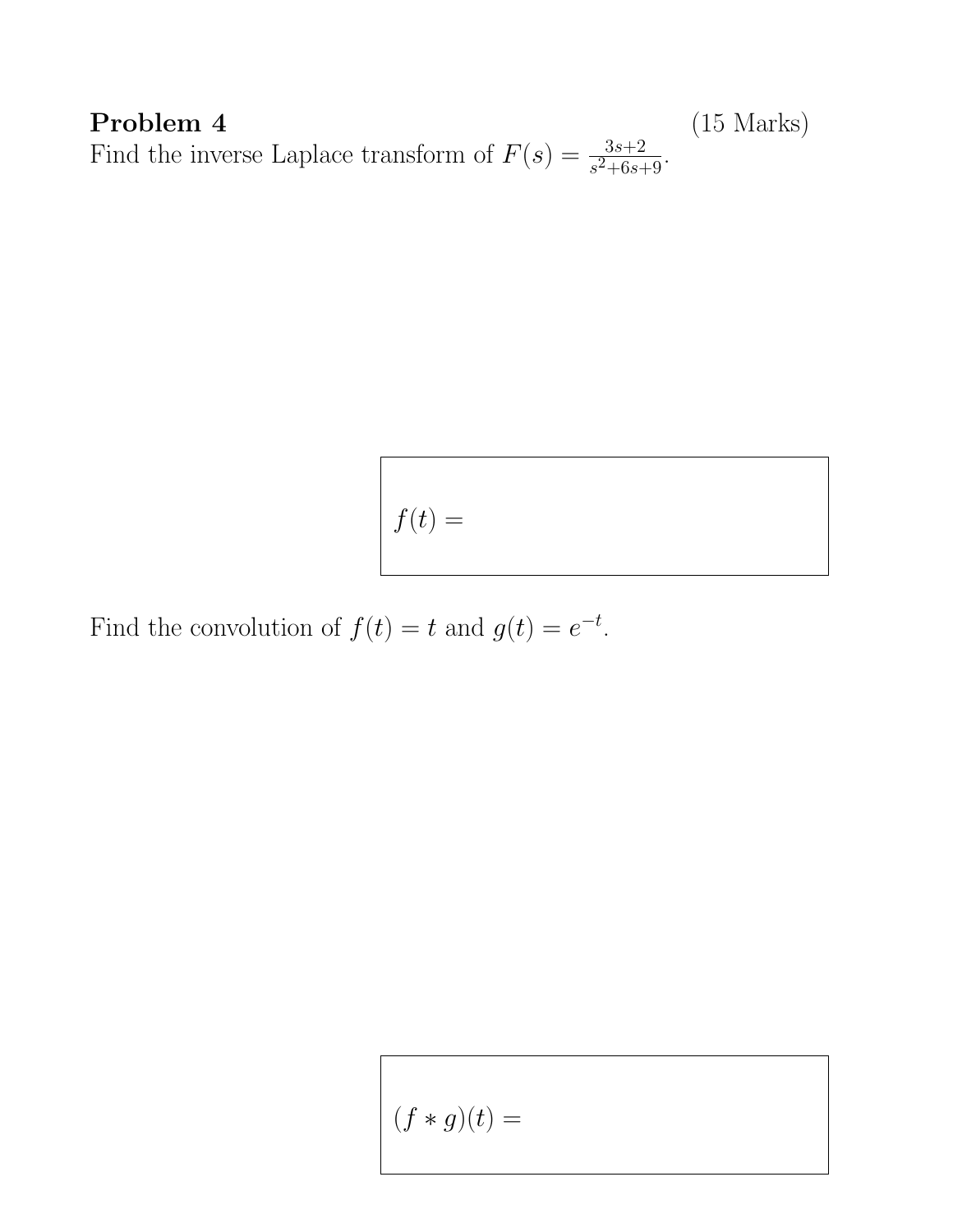**Problem 4** (15 Marks)

Find the inverse Laplace transform of $F(s) = \frac{3s+2}{s^2+6s+9}$.

$f(t) =$

Find the convolution of $f(t) = t$ and $g(t) = e^{-t}$.

$(f * g)(t) =$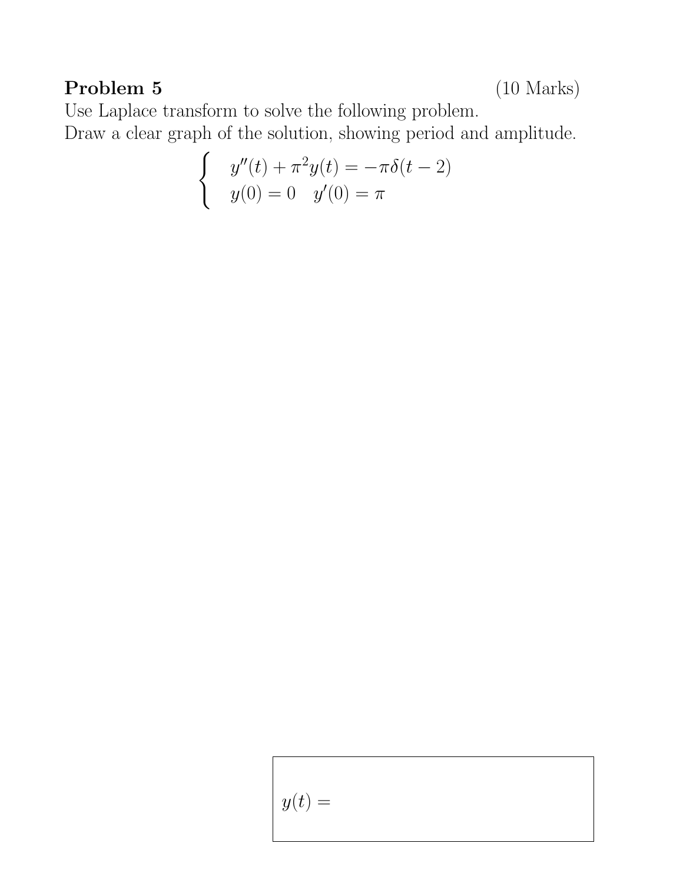**Problem 5** (10 Marks)

Use Laplace transform to solve the following problem.
Draw a clear graph of the solution, showing period and amplitude.

$$\begin{cases} y''(t) + \pi^2 y(t) = -\pi\delta(t-2) \\ y(0) = 0 \quad y'(0) = \pi \end{cases}$$

$y(t) =$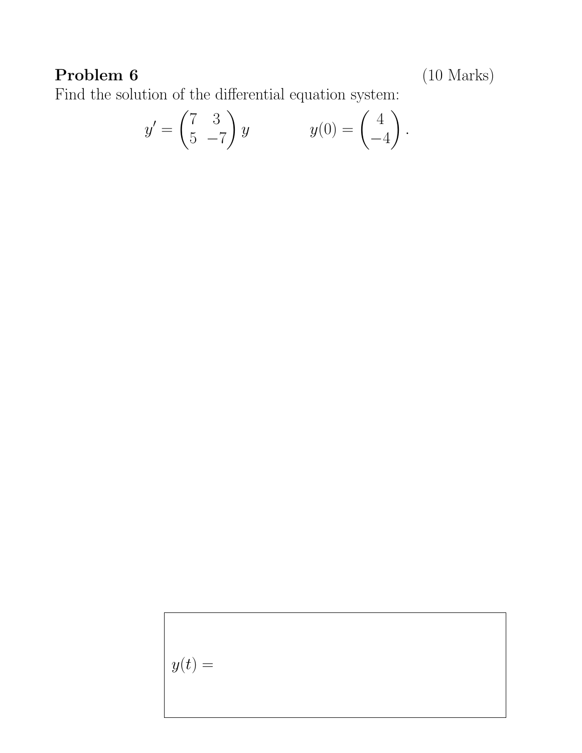**Problem 6** (10 Marks)

Find the solution of the differential equation system:

$$y' = \begin{pmatrix} 7 & 3 \\ 5 & -7 \end{pmatrix} y \qquad\qquad y(0) = \begin{pmatrix} 4 \\ -4 \end{pmatrix}.$$

$y(t) =$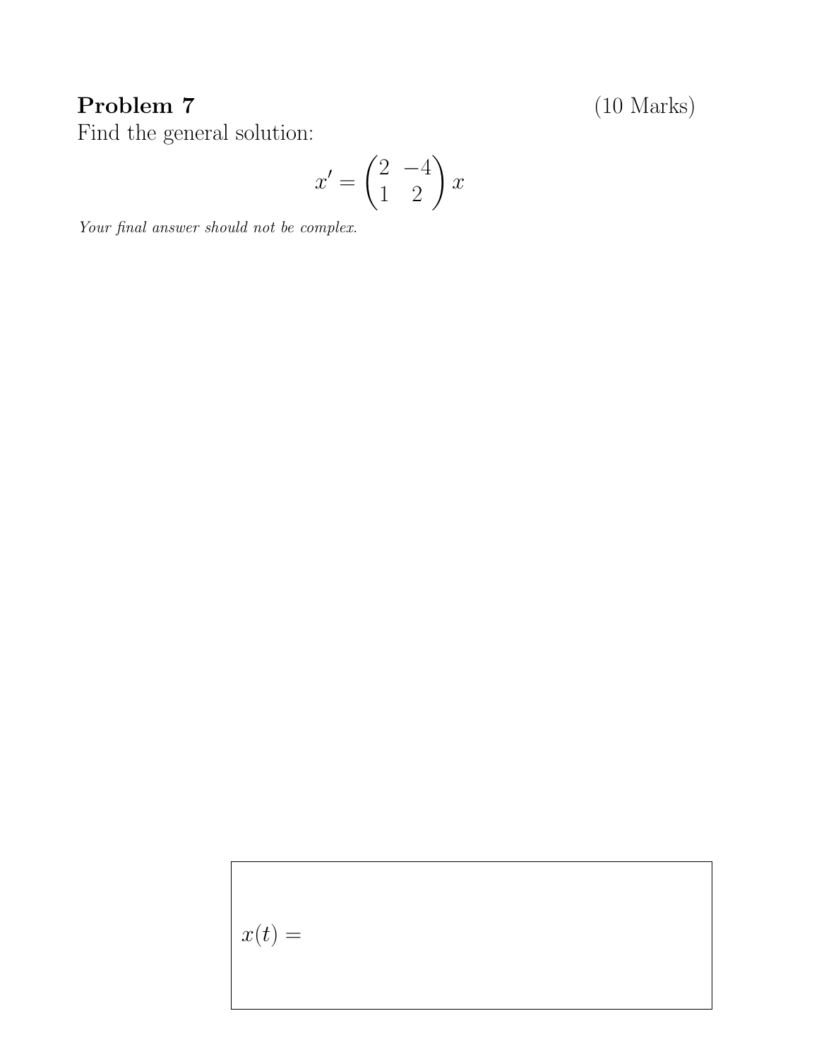**Problem 7** (10 Marks)

Find the general solution:

$$x' = \begin{pmatrix} 2 & -4 \\ 1 & 2 \end{pmatrix} x$$

*Your final answer should not be complex.*

$x(t) =$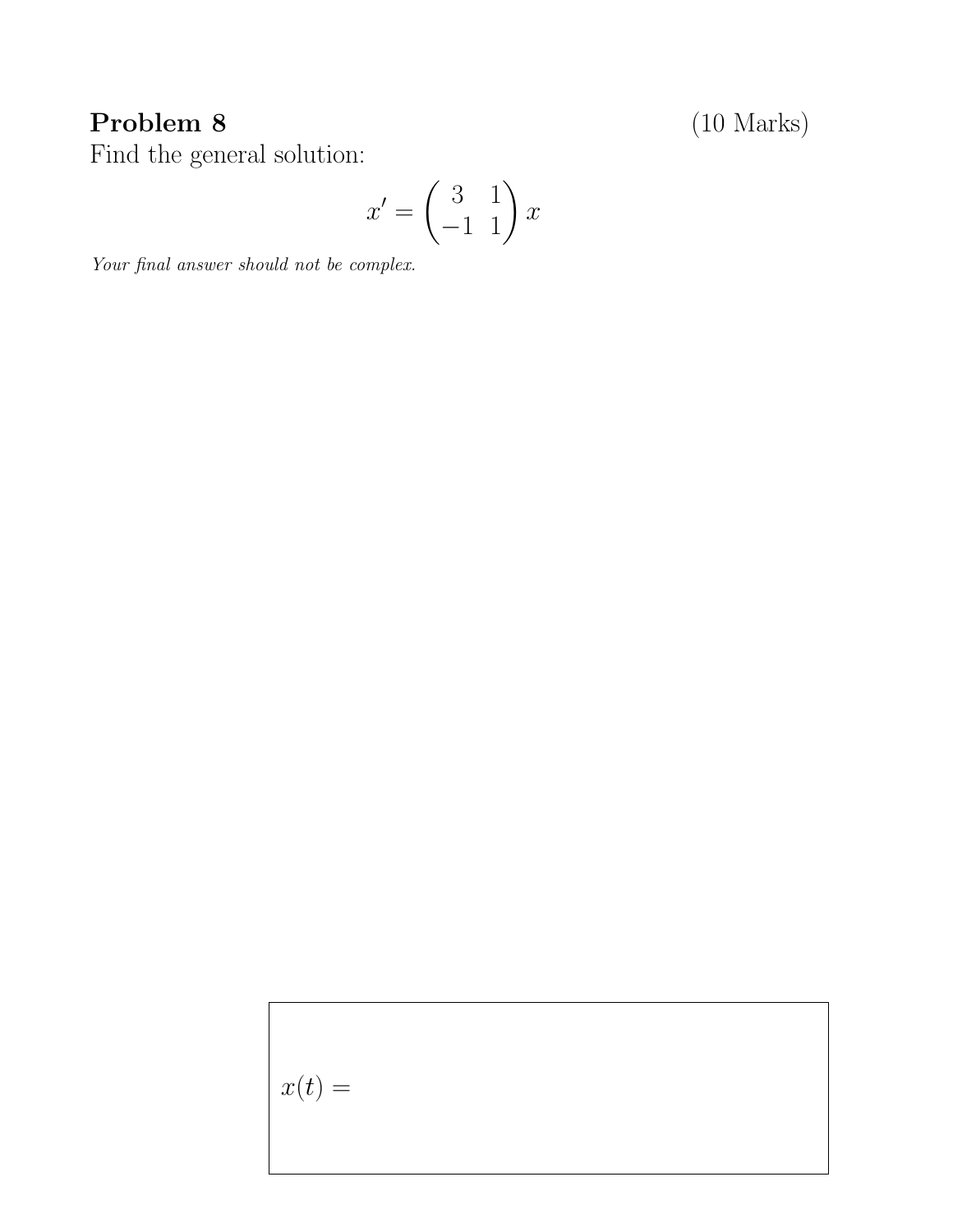**Problem 8** (10 Marks)

Find the general solution:

$$x' = \begin{pmatrix} 3 & 1 \\ -1 & 1 \end{pmatrix} x$$

*Your final answer should not be complex.*

$x(t) =$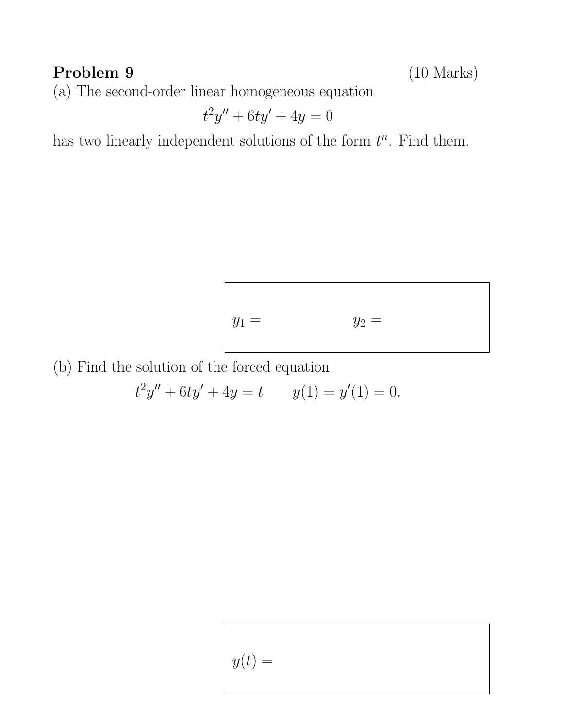**Problem 9** (10 Marks)

(a) The second-order linear homogeneous equation

$$t^2y'' + 6ty' + 4y = 0$$

has two linearly independent solutions of the form $t^n$. Find them.

| $y_1 =$ | $y_2 =$ |
|---|---|

(b) Find the solution of the forced equation

$$t^2y'' + 6ty' + 4y = t \qquad y(1) = y'(1) = 0.$$

| $y(t) =$ |
|---|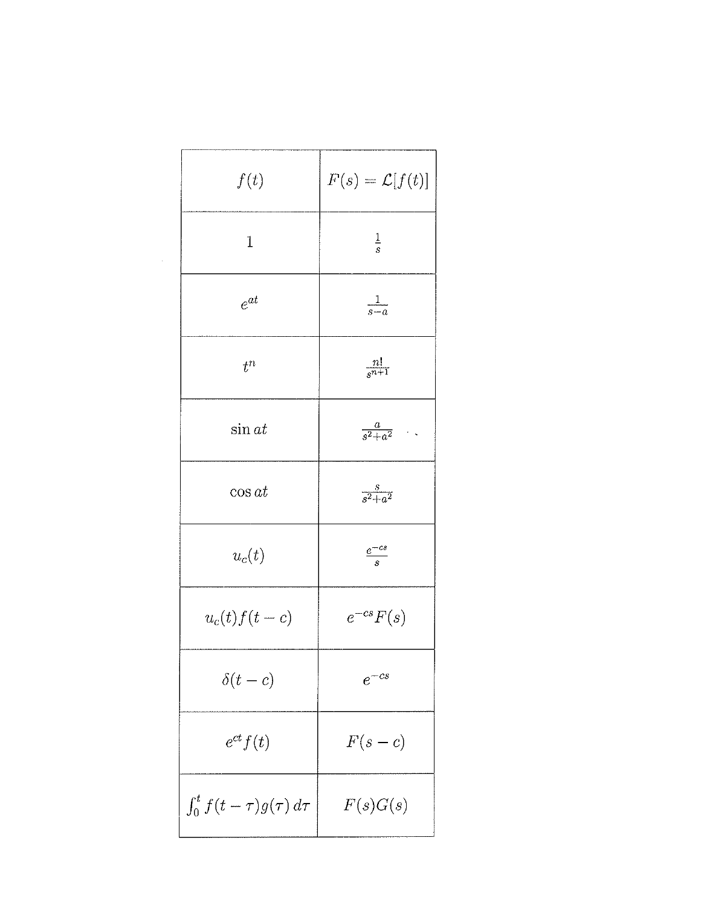| $f(t)$ | $F(s) = \mathcal{L}[f(t)]$ |
|---|---|
| $1$ | $\frac{1}{s}$ |
| $e^{at}$ | $\frac{1}{s-a}$ |
| $t^n$ | $\frac{n!}{s^{n+1}}$ |
| $\sin at$ | $\frac{a}{s^2+a^2}$ |
| $\cos at$ | $\frac{s}{s^2+a^2}$ |
| $u_c(t)$ | $\frac{e^{-cs}}{s}$ |
| $u_c(t)f(t-c)$ | $e^{-cs}F(s)$ |
| $\delta(t-c)$ | $e^{-cs}$ |
| $e^{ct}f(t)$ | $F(s-c)$ |
| $\int_0^t f(t-\tau)g(\tau)\,d\tau$ | $F(s)G(s)$ |